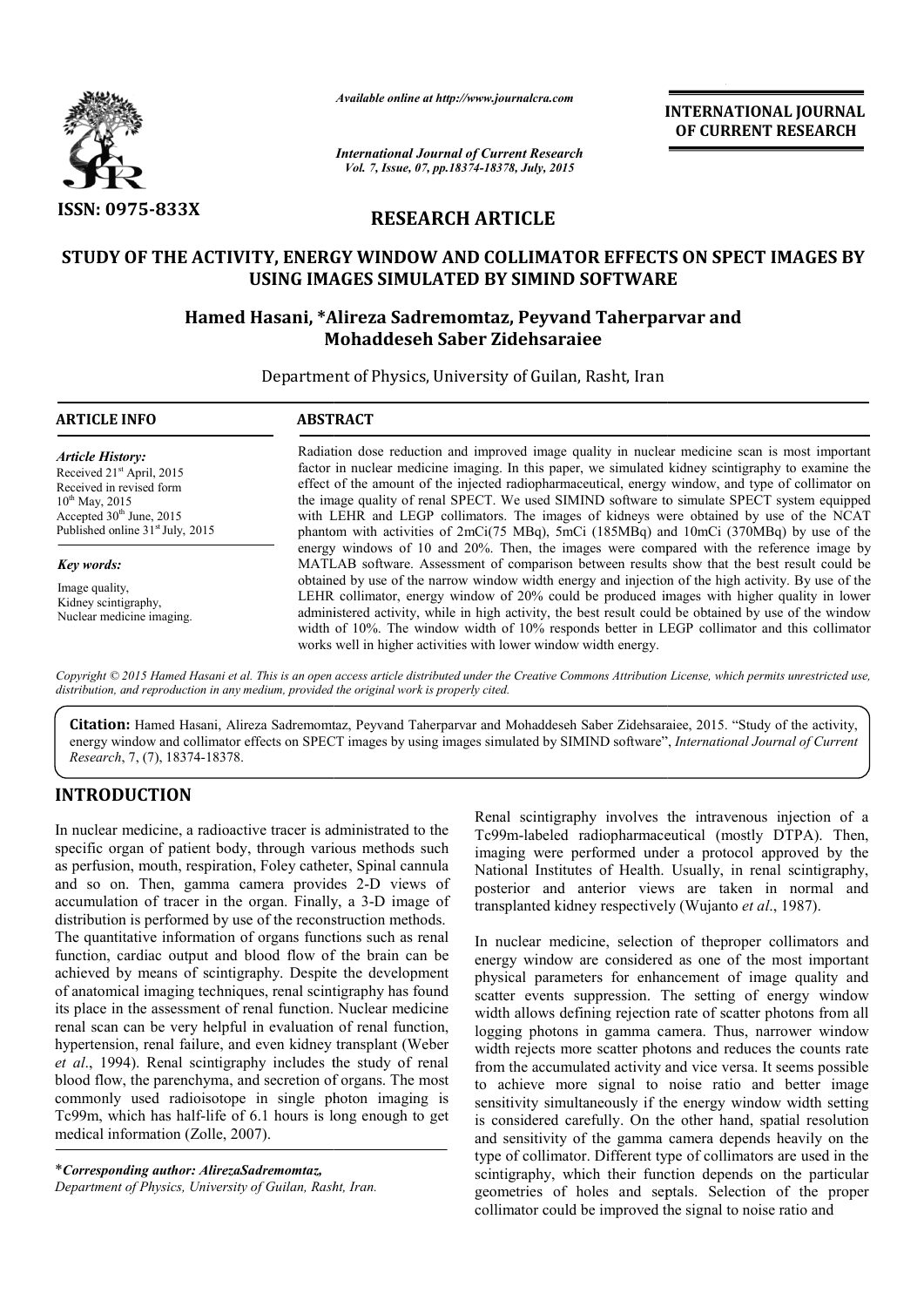*Available online at http://www.journalcra.com*

*International Journal of Current Research*
*Vol. 7, Issue, 07, pp.18374-18378, July, 2015*

**INTERNATIONAL JOURNAL OF CURRENT RESEARCH**

**ISSN: 0975-833X**

## RESEARCH ARTICLE

# STUDY OF THE ACTIVITY, ENERGY WINDOW AND COLLIMATOR EFFECTS ON SPECT IMAGES BY USING IMAGES SIMULATED BY SIMIND SOFTWARE

**Hamed Hasani, \*Alireza Sadremomtaz, Peyvand Taherparvar and Mohaddeseh Saber Zidehsaraiee**

Department of Physics, University of Guilan, Rasht, Iran

### ARTICLE INFO

*Article History:*
Received 21st April, 2015
Received in revised form
10th May, 2015
Accepted 30th June, 2015
Published online 31st July, 2015

*Key words:*
Image quality,
Kidney scintigraphy,
Nuclear medicine imaging.

### ABSTRACT

Radiation dose reduction and improved image quality in nuclear medicine scan is most important factor in nuclear medicine imaging. In this paper, we simulated kidney scintigraphy to examine the effect of the amount of the injected radiopharmaceutical, energy window, and type of collimator on the image quality of renal SPECT. We used SIMIND software to simulate SPECT system equipped with LEHR and LEGP collimators. The images of kidneys were obtained by use of the NCAT phantom with activities of 2mCi(75 MBq), 5mCi (185MBq) and 10mCi (370MBq) by use of the energy windows of 10 and 20%. Then, the images were compared with the reference image by MATLAB software. Assessment of comparison between results show that the best result could be obtained by use of the narrow window width energy and injection of the high activity. By use of the LEHR collimator, energy window of 20% could be produced images with higher quality in lower administered activity, while in high activity, the best result could be obtained by use of the window width of 10%. The window width of 10% responds better in LEGP collimator and this collimator works well in higher activities with lower window width energy.

*Copyright © 2015 Hamed Hasani et al. This is an open access article distributed under the Creative Commons Attribution License, which permits unrestricted use, distribution, and reproduction in any medium, provided the original work is properly cited.*

**Citation:** Hamed Hasani, Alireza Sadremomtaz, Peyvand Taherparvar and Mohaddeseh Saber Zidehsaraiee, 2015. "Study of the activity, energy window and collimator effects on SPECT images by using images simulated by SIMIND software", *International Journal of Current Research*, 7, (7), 18374-18378.

## INTRODUCTION

In nuclear medicine, a radioactive tracer is administrated to the specific organ of patient body, through various methods such as perfusion, mouth, respiration, Foley catheter, Spinal cannula and so on. Then, gamma camera provides 2-D views of accumulation of tracer in the organ. Finally, a 3-D image of distribution is performed by use of the reconstruction methods. The quantitative information of organs functions such as renal function, cardiac output and blood flow of the brain can be achieved by means of scintigraphy. Despite the development of anatomical imaging techniques, renal scintigraphy has found its place in the assessment of renal function. Nuclear medicine renal scan can be very helpful in evaluation of renal function, hypertension, renal failure, and even kidney transplant (Weber *et al*., 1994). Renal scintigraphy includes the study of renal blood flow, the parenchyma, and secretion of organs. The most commonly used radioisotope in single photon imaging is Tc99m, which has half-life of 6.1 hours is long enough to get medical information (Zolle, 2007).

Renal scintigraphy involves the intravenous injection of a Tc99m-labeled radiopharmaceutical (mostly DTPA). Then, imaging were performed under a protocol approved by the National Institutes of Health. Usually, in renal scintigraphy, posterior and anterior views are taken in normal and transplanted kidney respectively (Wujanto *et al*., 1987).

In nuclear medicine, selection of theproper collimators and energy window are considered as one of the most important physical parameters for enhancement of image quality and scatter events suppression. The setting of energy window width allows defining rejection rate of scatter photons from all logging photons in gamma camera. Thus, narrower window width rejects more scatter photons and reduces the counts rate from the accumulated activity and vice versa. It seems possible to achieve more signal to noise ratio and better image sensitivity simultaneously if the energy window width setting is considered carefully. On the other hand, spatial resolution and sensitivity of the gamma camera depends heavily on the type of collimator. Different type of collimators are used in the scintigraphy, which their function depends on the particular geometries of holes and septals. Selection of the proper collimator could be improved the signal to noise ratio and

\**Corresponding author: AlirezaSadremomtaz,*
*Department of Physics, University of Guilan, Rasht, Iran.*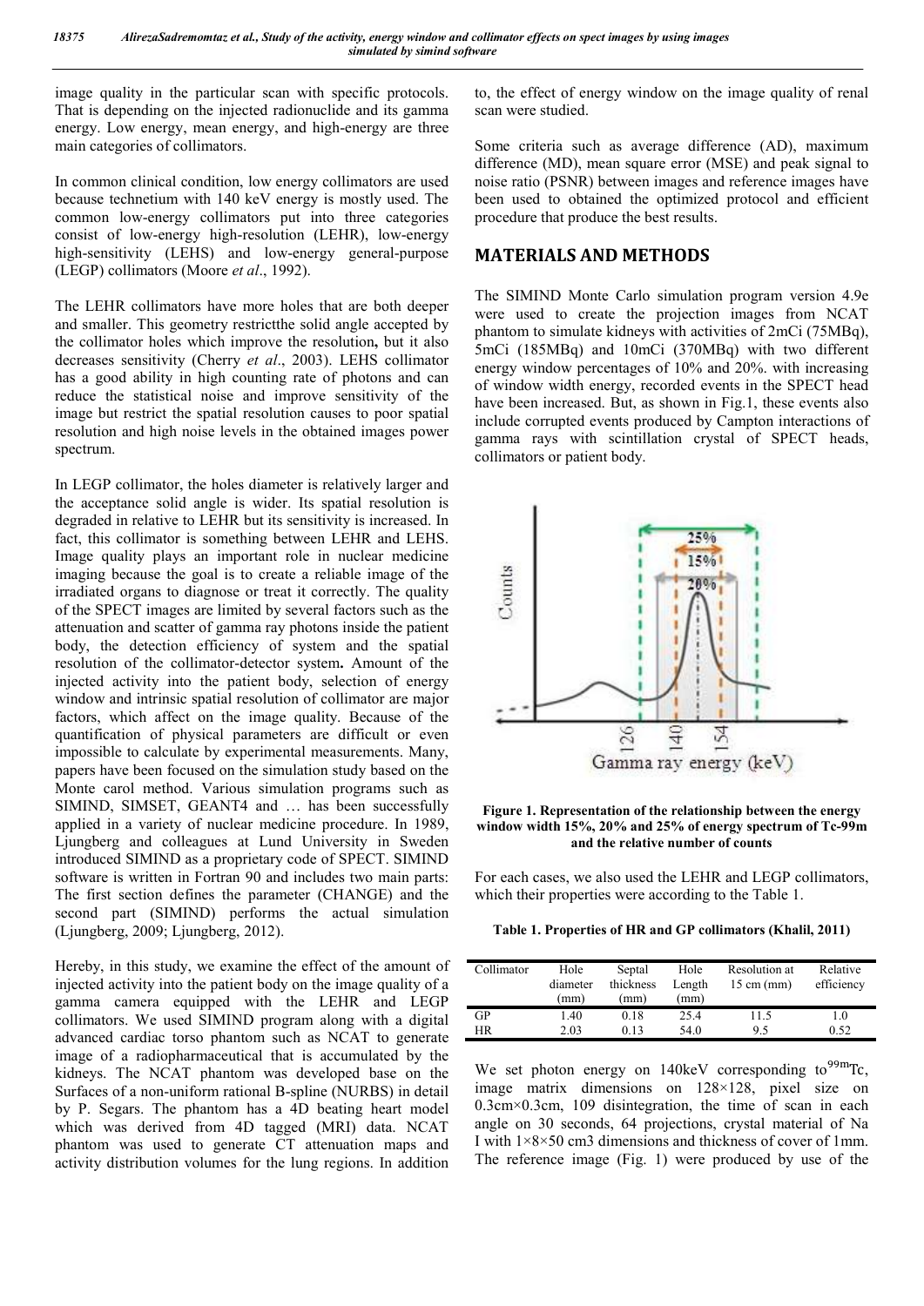image quality in the particular scan with specific protocols. That is depending on the injected radionuclide and its gamma energy. Low energy, mean energy, and high-energy are three main categories of collimators.

In common clinical condition, low energy collimators are used because technetium with 140 keV energy is mostly used. The common low-energy collimators put into three categories consist of low-energy high-resolution (LEHR), low-energy high-sensitivity (LEHS) and low-energy general-purpose (LEGP) collimators (Moore *et al*., 1992).

The LEHR collimators have more holes that are both deeper and smaller. This geometry restrictthe solid angle accepted by the collimator holes which improve the resolution**,** but it also decreases sensitivity (Cherry *et al*., 2003). LEHS collimator has a good ability in high counting rate of photons and can reduce the statistical noise and improve sensitivity of the image but restrict the spatial resolution causes to poor spatial resolution and high noise levels in the obtained images power spectrum.

In LEGP collimator, the holes diameter is relatively larger and the acceptance solid angle is wider. Its spatial resolution is degraded in relative to LEHR but its sensitivity is increased. In fact, this collimator is something between LEHR and LEHS. Image quality plays an important role in nuclear medicine imaging because the goal is to create a reliable image of the irradiated organs to diagnose or treat it correctly. The quality of the SPECT images are limited by several factors such as the attenuation and scatter of gamma ray photons inside the patient body, the detection efficiency of system and the spatial resolution of the collimator-detector system**.** Amount of the injected activity into the patient body, selection of energy window and intrinsic spatial resolution of collimator are major factors, which affect on the image quality. Because of the quantification of physical parameters are difficult or even impossible to calculate by experimental measurements. Many, papers have been focused on the simulation study based on the Monte carol method. Various simulation programs such as SIMIND, SIMSET, GEANT4 and … has been successfully applied in a variety of nuclear medicine procedure. In 1989, Ljungberg and colleagues at Lund University in Sweden introduced SIMIND as a proprietary code of SPECT. SIMIND software is written in Fortran 90 and includes two main parts: The first section defines the parameter (CHANGE) and the second part (SIMIND) performs the actual simulation (Ljungberg, 2009; Ljungberg, 2012).

Hereby, in this study, we examine the effect of the amount of injected activity into the patient body on the image quality of a gamma camera equipped with the LEHR and LEGP collimators. We used SIMIND program along with a digital advanced cardiac torso phantom such as NCAT to generate image of a radiopharmaceutical that is accumulated by the kidneys. The NCAT phantom was developed base on the Surfaces of a non-uniform rational B-spline (NURBS) in detail by P. Segars. The phantom has a 4D beating heart model which was derived from 4D tagged (MRI) data. NCAT phantom was used to generate CT attenuation maps and activity distribution volumes for the lung regions. In addition to, the effect of energy window on the image quality of renal scan were studied.

Some criteria such as average difference (AD), maximum difference (MD), mean square error (MSE) and peak signal to noise ratio (PSNR) between images and reference images have been used to obtained the optimized protocol and efficient procedure that produce the best results.

## MATERIALS AND METHODS

The SIMIND Monte Carlo simulation program version 4.9e were used to create the projection images from NCAT phantom to simulate kidneys with activities of 2mCi (75MBq), 5mCi (185MBq) and 10mCi (370MBq) with two different energy window percentages of 10% and 20%. with increasing of window width energy, recorded events in the SPECT head have been increased. But, as shown in Fig.1, these events also include corrupted events produced by Campton interactions of gamma rays with scintillation crystal of SPECT heads, collimators or patient body.

**Figure 1. Representation of the relationship between the energy window width 15%, 20% and 25% of energy spectrum of Tc-99m and the relative number of counts**

For each cases, we also used the LEHR and LEGP collimators, which their properties were according to the Table 1.

**Table 1. Properties of HR and GP collimators (Khalil, 2011)**

| Collimator | Hole diameter (mm) | Septal thickness (mm) | Hole Length (mm) | Resolution at 15 cm (mm) | Relative efficiency |
|---|---|---|---|---|---|
| GP | 1.40 | 0.18 | 25.4 | 11.5 | 1.0 |
| HR | 2.03 | 0.13 | 54.0 | 9.5 | 0.52 |

We set photon energy on 140keV corresponding to $^{99m}$Tc, image matrix dimensions on 128×128, pixel size on 0.3cm×0.3cm, 109 disintegration, the time of scan in each angle on 30 seconds, 64 projections, crystal material of Na I with 1×8×50 cm3 dimensions and thickness of cover of 1mm. The reference image (Fig. 1) were produced by use of the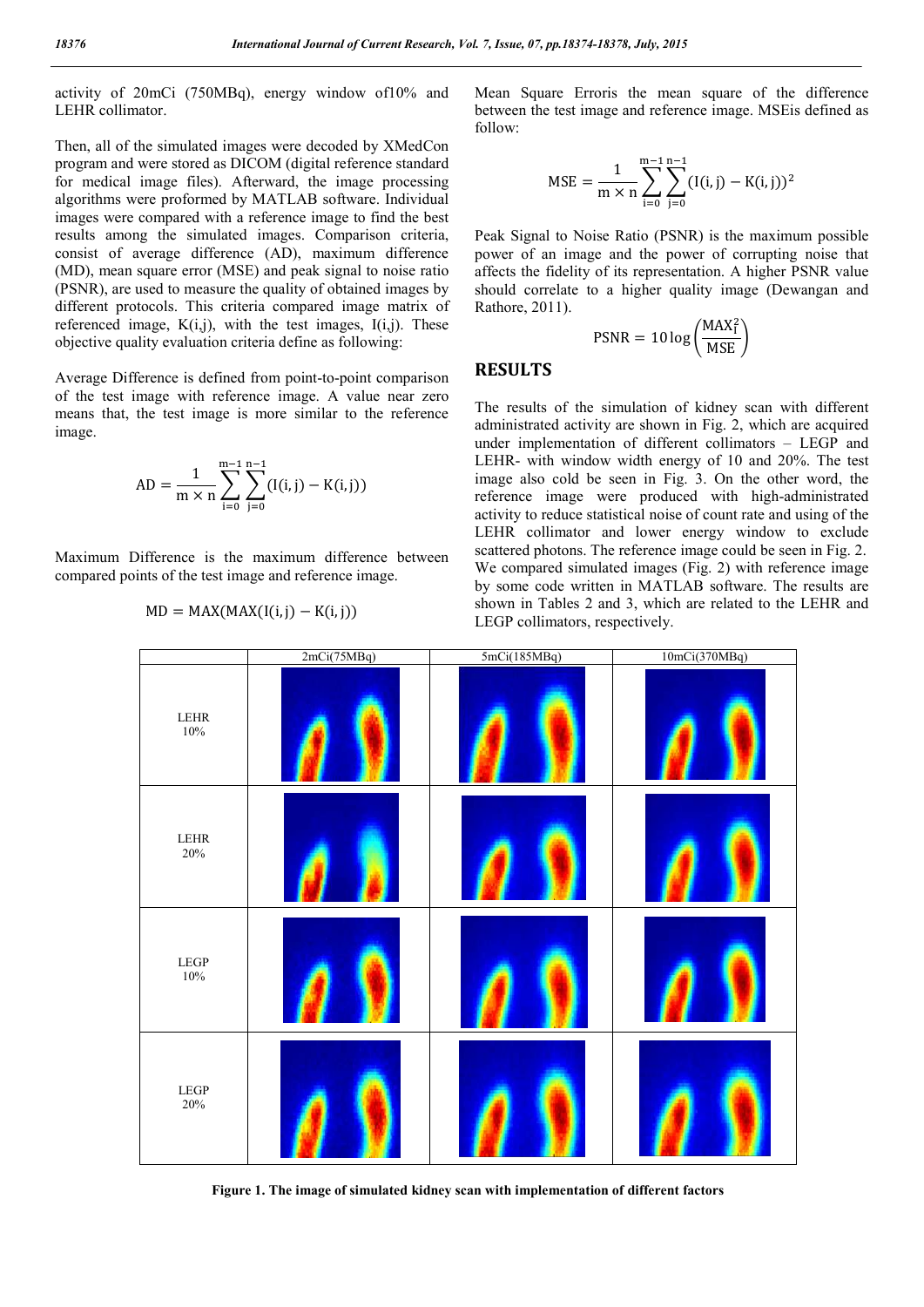activity of 20mCi (750MBq), energy window of10% and LEHR collimator.

Then, all of the simulated images were decoded by XMedCon program and were stored as DICOM (digital reference standard for medical image files). Afterward, the image processing algorithms were proformed by MATLAB software. Individual images were compared with a reference image to find the best results among the simulated images. Comparison criteria, consist of average difference (AD), maximum difference (MD), mean square error (MSE) and peak signal to noise ratio (PSNR), are used to measure the quality of obtained images by different protocols. This criteria compared image matrix of referenced image, K(i,j), with the test images, I(i,j). These objective quality evaluation criteria define as following:

Average Difference is defined from point-to-point comparison of the test image with reference image. A value near zero means that, the test image is more similar to the reference image.

$$AD = \frac{1}{m \times n} \sum_{i=0}^{m-1} \sum_{j=0}^{n-1} (I(i,j) - K(i,j))$$

Maximum Difference is the maximum difference between compared points of the test image and reference image.

$$MD = MAX(MAX(I(i,j) - K(i,j))$$

Mean Square Erroris the mean square of the difference between the test image and reference image. MSEis defined as follow:

$$MSE = \frac{1}{m \times n} \sum_{i=0}^{m-1} \sum_{j=0}^{n-1} (I(i,j) - K(i,j))^2$$

Peak Signal to Noise Ratio (PSNR) is the maximum possible power of an image and the power of corrupting noise that affects the fidelity of its representation. A higher PSNR value should correlate to a higher quality image (Dewangan and Rathore, 2011).

$$PSNR = 10 \log \left( \frac{MAX_I^2}{MSE} \right)$$

## RESULTS

The results of the simulation of kidney scan with different administrated activity are shown in Fig. 2, which are acquired under implementation of different collimators – LEGP and LEHR- with window width energy of 10 and 20%. The test image also cold be seen in Fig. 3. On the other word, the reference image were produced with high-administrated activity to reduce statistical noise of count rate and using of the LEHR collimator and lower energy window to exclude scattered photons. The reference image could be seen in Fig. 2. We compared simulated images (Fig. 2) with reference image by some code written in MATLAB software. The results are shown in Tables 2 and 3, which are related to the LEHR and LEGP collimators, respectively.

| | 2mCi(75MBq) | 5mCi(185MBq) | 10mCi(370MBq) |
|---|---|---|---|
| LEHR 10% | | | |
| LEHR 20% | | | |
| LEGP 10% | | | |
| LEGP 20% | | | |

**Figure 1. The image of simulated kidney scan with implementation of different factors**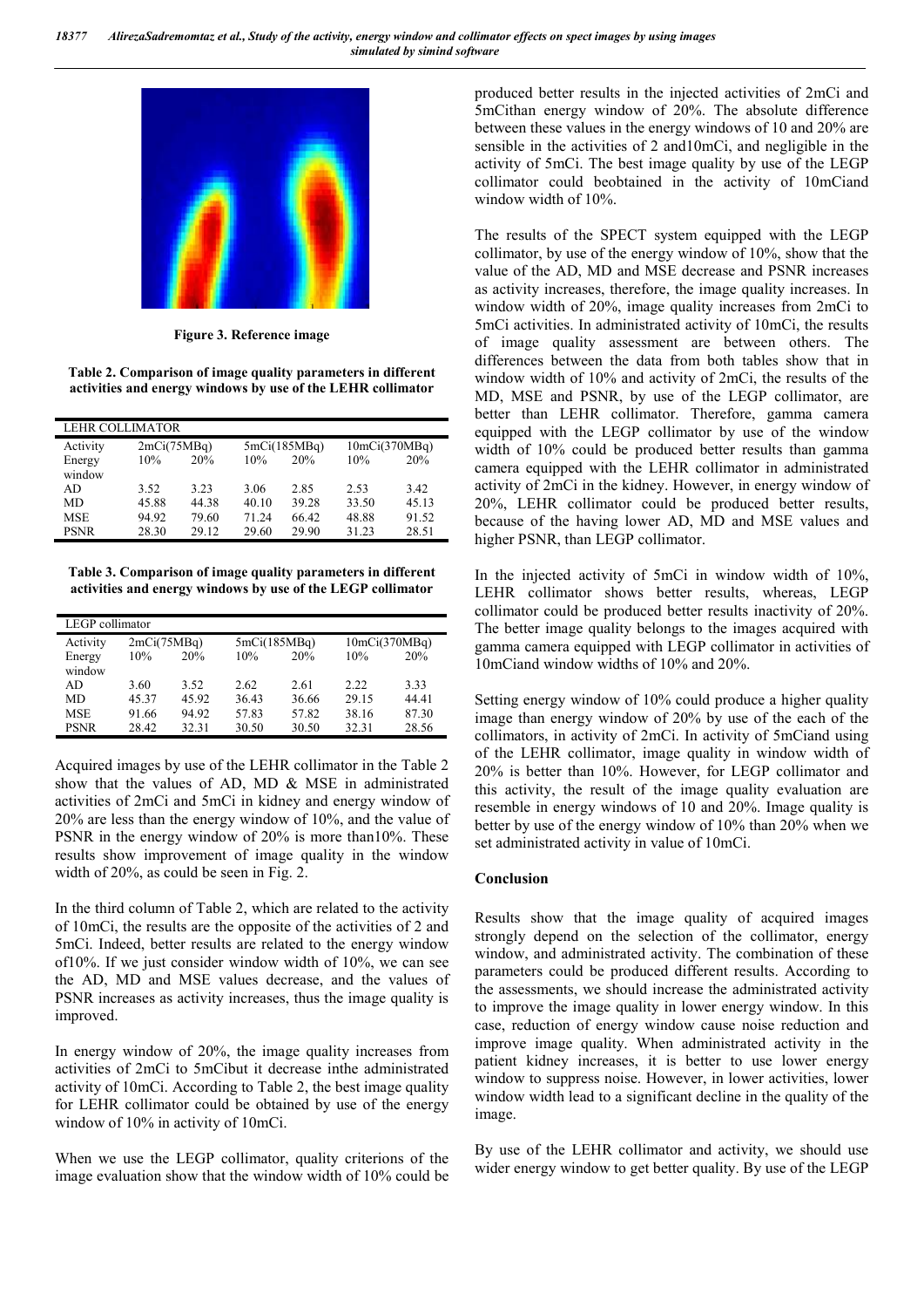Figure 3. Reference image

**Table 2. Comparison of image quality parameters in different activities and energy windows by use of the LEHR collimator**

| LEHR COLLIMATOR | | | | | | |
|---|---|---|---|---|---|---|
| Activity | 2mCi(75MBq) | | 5mCi(185MBq) | | 10mCi(370MBq) | |
| Energy window | 10% | 20% | 10% | 20% | 10% | 20% |
| AD | 3.52 | 3.23 | 3.06 | 2.85 | 2.53 | 3.42 |
| MD | 45.88 | 44.38 | 40.10 | 39.28 | 33.50 | 45.13 |
| MSE | 94.92 | 79.60 | 71.24 | 66.42 | 48.88 | 91.52 |
| PSNR | 28.30 | 29.12 | 29.60 | 29.90 | 31.23 | 28.51 |

**Table 3. Comparison of image quality parameters in different activities and energy windows by use of the LEGP collimator**

| LEGP collimator | | | | | | |
|---|---|---|---|---|---|---|
| Activity | 2mCi(75MBq) | | 5mCi(185MBq) | | 10mCi(370MBq) | |
| Energy window | 10% | 20% | 10% | 20% | 10% | 20% |
| AD | 3.60 | 3.52 | 2.62 | 2.61 | 2.22 | 3.33 |
| MD | 45.37 | 45.92 | 36.43 | 36.66 | 29.15 | 44.41 |
| MSE | 91.66 | 94.92 | 57.83 | 57.82 | 38.16 | 87.30 |
| PSNR | 28.42 | 32.31 | 30.50 | 30.50 | 32.31 | 28.56 |

Acquired images by use of the LEHR collimator in the Table 2 show that the values of AD, MD & MSE in administrated activities of 2mCi and 5mCi in kidney and energy window of 20% are less than the energy window of 10%, and the value of PSNR in the energy window of 20% is more than10%. These results show improvement of image quality in the window width of 20%, as could be seen in Fig. 2.

In the third column of Table 2, which are related to the activity of 10mCi, the results are the opposite of the activities of 2 and 5mCi. Indeed, better results are related to the energy window of10%. If we just consider window width of 10%, we can see the AD, MD and MSE values decrease, and the values of PSNR increases as activity increases, thus the image quality is improved.

In energy window of 20%, the image quality increases from activities of 2mCi to 5mCibut it decrease inthe administrated activity of 10mCi. According to Table 2, the best image quality for LEHR collimator could be obtained by use of the energy window of 10% in activity of 10mCi.

When we use the LEGP collimator, quality criterions of the image evaluation show that the window width of 10% could be produced better results in the injected activities of 2mCi and 5mCithan energy window of 20%. The absolute difference between these values in the energy windows of 10 and 20% are sensible in the activities of 2 and10mCi, and negligible in the activity of 5mCi. The best image quality by use of the LEGP collimator could beobtained in the activity of 10mCiand window width of 10%.

The results of the SPECT system equipped with the LEGP collimator, by use of the energy window of 10%, show that the value of the AD, MD and MSE decrease and PSNR increases as activity increases, therefore, the image quality increases. In window width of 20%, image quality increases from 2mCi to 5mCi activities. In administrated activity of 10mCi, the results of image quality assessment are between others. The differences between the data from both tables show that in window width of 10% and activity of 2mCi, the results of the MD, MSE and PSNR, by use of the LEGP collimator, are better than LEHR collimator. Therefore, gamma camera equipped with the LEGP collimator by use of the window width of 10% could be produced better results than gamma camera equipped with the LEHR collimator in administrated activity of 2mCi in the kidney. However, in energy window of 20%, LEHR collimator could be produced better results, because of the having lower AD, MD and MSE values and higher PSNR, than LEGP collimator.

In the injected activity of 5mCi in window width of 10%, LEHR collimator shows better results, whereas, LEGP collimator could be produced better results inactivity of 20%. The better image quality belongs to the images acquired with gamma camera equipped with LEGP collimator in activities of 10mCiand window widths of 10% and 20%.

Setting energy window of 10% could produce a higher quality image than energy window of 20% by use of the each of the collimators, in activity of 2mCi. In activity of 5mCiand using of the LEHR collimator, image quality in window width of 20% is better than 10%. However, for LEGP collimator and this activity, the result of the image quality evaluation are resemble in energy windows of 10 and 20%. Image quality is better by use of the energy window of 10% than 20% when we set administrated activity in value of 10mCi.

## Conclusion

Results show that the image quality of acquired images strongly depend on the selection of the collimator, energy window, and administrated activity. The combination of these parameters could be produced different results. According to the assessments, we should increase the administrated activity to improve the image quality in lower energy window. In this case, reduction of energy window cause noise reduction and improve image quality. When administrated activity in the patient kidney increases, it is better to use lower energy window to suppress noise. However, in lower activities, lower window width lead to a significant decline in the quality of the image.

By use of the LEHR collimator and activity, we should use wider energy window to get better quality. By use of the LEGP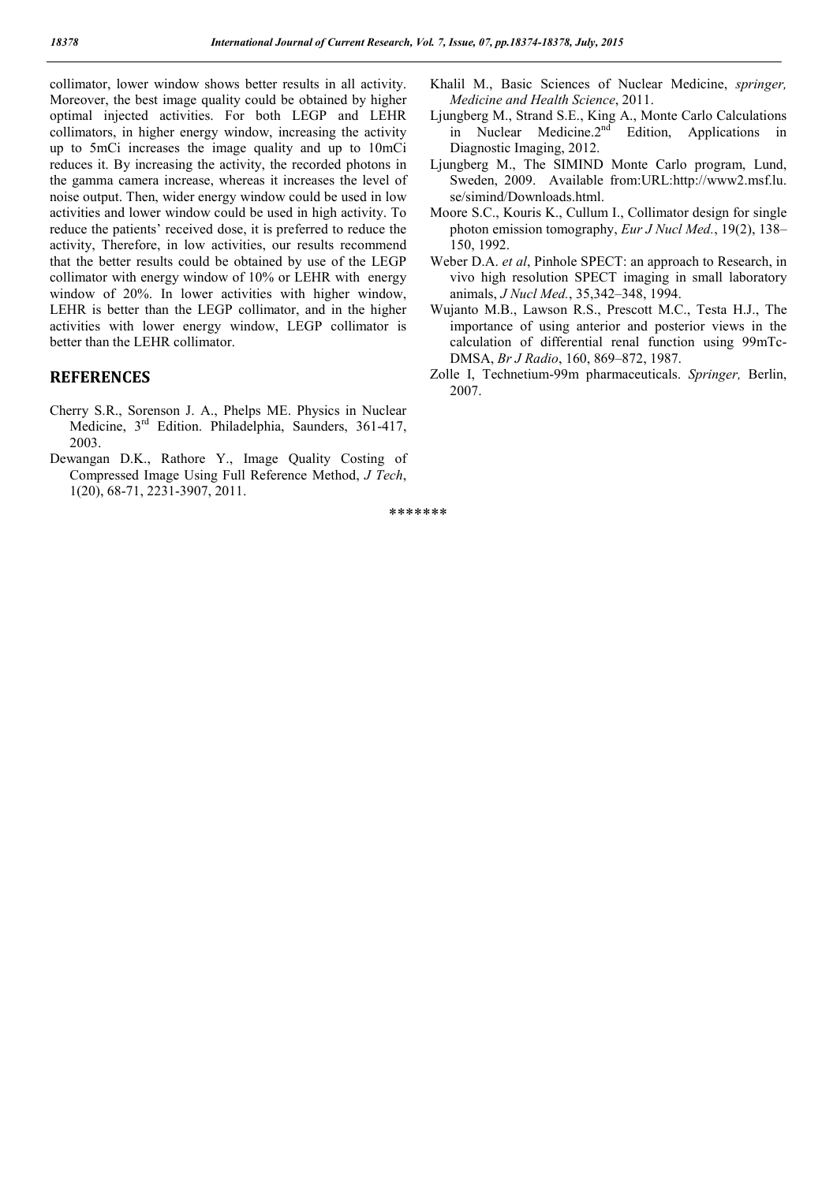collimator, lower window shows better results in all activity. Moreover, the best image quality could be obtained by higher optimal injected activities. For both LEGP and LEHR collimators, in higher energy window, increasing the activity up to 5mCi increases the image quality and up to 10mCi reduces it. By increasing the activity, the recorded photons in the gamma camera increase, whereas it increases the level of noise output. Then, wider energy window could be used in low activities and lower window could be used in high activity. To reduce the patients' received dose, it is preferred to reduce the activity, Therefore, in low activities, our results recommend that the better results could be obtained by use of the LEGP collimator with energy window of 10% or LEHR with energy window of 20%. In lower activities with higher window, LEHR is better than the LEGP collimator, and in the higher activities with lower energy window, LEGP collimator is better than the LEHR collimator.

## REFERENCES

Cherry S.R., Sorenson J. A., Phelps ME. Physics in Nuclear Medicine, 3rd Edition. Philadelphia, Saunders, 361-417, 2003.

Dewangan D.K., Rathore Y., Image Quality Costing of Compressed Image Using Full Reference Method, *J Tech*, 1(20), 68-71, 2231-3907, 2011.

Khalil M., Basic Sciences of Nuclear Medicine, *springer, Medicine and Health Science*, 2011.

Ljungberg M., Strand S.E., King A., Monte Carlo Calculations in Nuclear Medicine.2nd Edition, Applications in Diagnostic Imaging, 2012.

Ljungberg M., The SIMIND Monte Carlo program, Lund, Sweden, 2009. Available from:URL:http://www2.msf.lu.se/simind/Downloads.html.

Moore S.C., Kouris K., Cullum I., Collimator design for single photon emission tomography, *Eur J Nucl Med.*, 19(2), 138–150, 1992.

Weber D.A. *et al*, Pinhole SPECT: an approach to Research, in vivo high resolution SPECT imaging in small laboratory animals, *J Nucl Med.*, 35,342–348, 1994.

Wujanto M.B., Lawson R.S., Prescott M.C., Testa H.J., The importance of using anterior and posterior views in the calculation of differential renal function using 99mTc-DMSA, *Br J Radio*, 160, 869–872, 1987.

Zolle I, Technetium-99m pharmaceuticals. *Springer,* Berlin, 2007.

\*\*\*\*\*\*\*